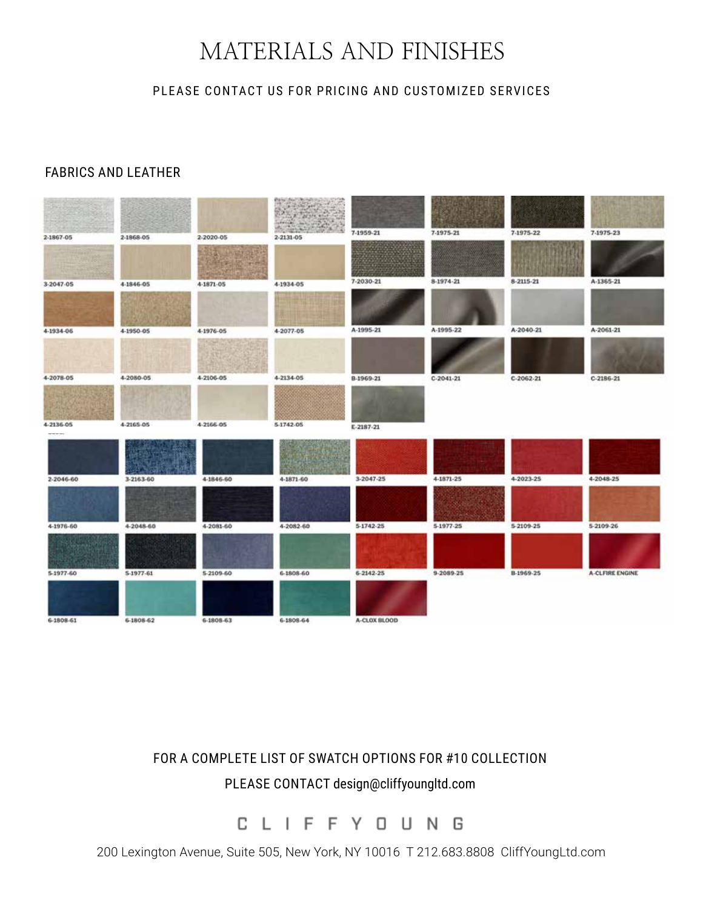# MATERIALS AND FINISHES

PLEASE CONTACT US FOR PRICING AND CUSTOMIZED SERVICES

## FABRICS AND LEATHER

2-1867-05
2-1868-05
2-2020-05
2-2131-05
7-1959-21
7-1975-21
7-1975-22
7-1975-23

3-2047-05
4-1846-05
4-1871-05
4-1934-05
7-2030-21
8-1974-21
8-2115-21
A-1365-21

4-1934-06
4-1950-05
4-1976-05
4-2077-05
A-1995-21
A-1995-22
A-2040-21
A-2061-21

4-2078-05
4-2080-05
4-2106-05
4-2134-05
B-1969-21
C-2041-21
C-2062-21
C-2186-21

4-2136-05
4-2165-05
4-2166-05
5-1742-05
E-2187-21

2-2046-60
3-2163-60
4-1846-60
4-1871-60
3-2047-25
4-1871-25
4-2023-25
4-2048-25

4-1976-60
4-2048-60
4-2081-60
4-2082-60
5-1742-25
5-1977-25
5-2109-25
5-2109-26

5-1977-60
5-1977-61
5-2109-60
6-1808-60
6-2142-25
9-2089-25
B-1969-25
A-CLFIRE ENGINE

6-1808-61
6-1808-62
6-1808-63
6-1808-64
A-CLOX BLOOD

FOR A COMPLETE LIST OF SWATCH OPTIONS FOR #10 COLLECTION

PLEASE CONTACT design@cliffyoungltd.com

CLIFFYOUNG

200 Lexington Avenue, Suite 505, New York, NY 10016 T 212.683.8808 CliffYoungLtd.com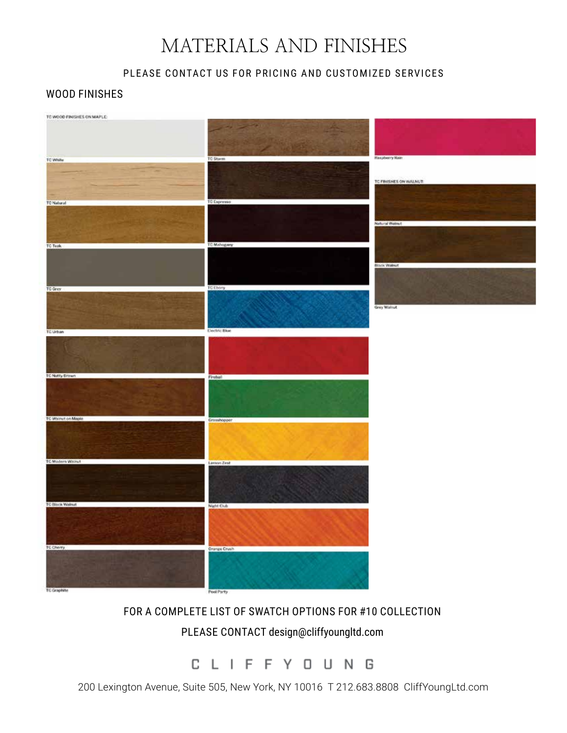# MATERIALS AND FINISHES

PLEASE CONTACT US FOR PRICING AND CUSTOMIZED SERVICES

## WOOD FINISHES

TC WOOD FINISHES ON MAPLE

TC White

TC Natural

TC Teak

TC Grey

TC Urban

TC Nutty Brown

TC Walnut on Maple

TC Modern Walnut

TC Black Walnut

TC Cherry

TC Graphite

TC Storm

TC Espresso

TC Mahogany

TC Ebony

Electric Blue

Fireball

Grasshopper

Lemon Zest

Night Club

Orange Crush

Pool Party

Raspberry Rain

TC FINISHES ON WALNUT

Natural Walnut

Black Walnut

Grey Walnut

FOR A COMPLETE LIST OF SWATCH OPTIONS FOR #10 COLLECTION

PLEASE CONTACT design@cliffyoungltd.com

CLIFFYOUNG

200 Lexington Avenue, Suite 505, New York, NY 10016 T 212.683.8808 CliffYoungLtd.com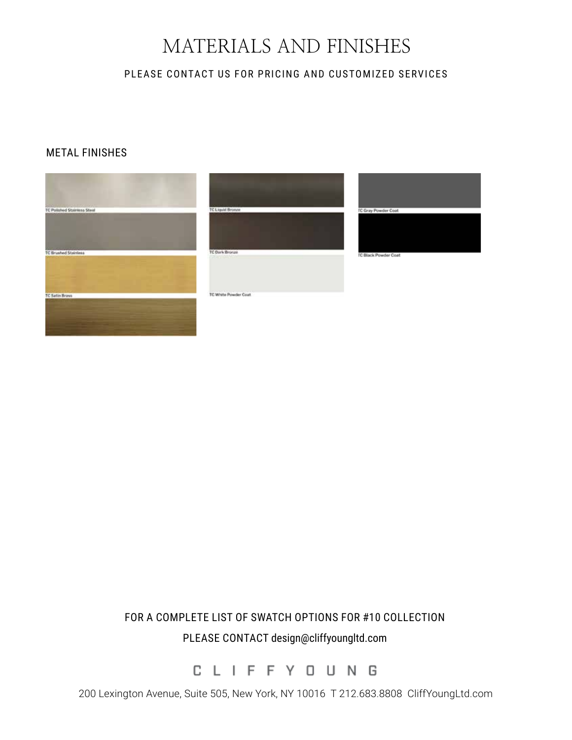# MATERIALS AND FINISHES

PLEASE CONTACT US FOR PRICING AND CUSTOMIZED SERVICES

## METAL FINISHES

TC Polished Stainless Steel

TC Brushed Stainless

TC Satin Brass

TC Liquid Bronze

TC Dark Bronze

TC White Powder Coat

TC Gray Powder Coat

TC Black Powder Coat

FOR A COMPLETE LIST OF SWATCH OPTIONS FOR #10 COLLECTION

PLEASE CONTACT design@cliffyoungltd.com

CLIFFYOUNG

200 Lexington Avenue, Suite 505, New York, NY 10016 T 212.683.8808 CliffYoungLtd.com